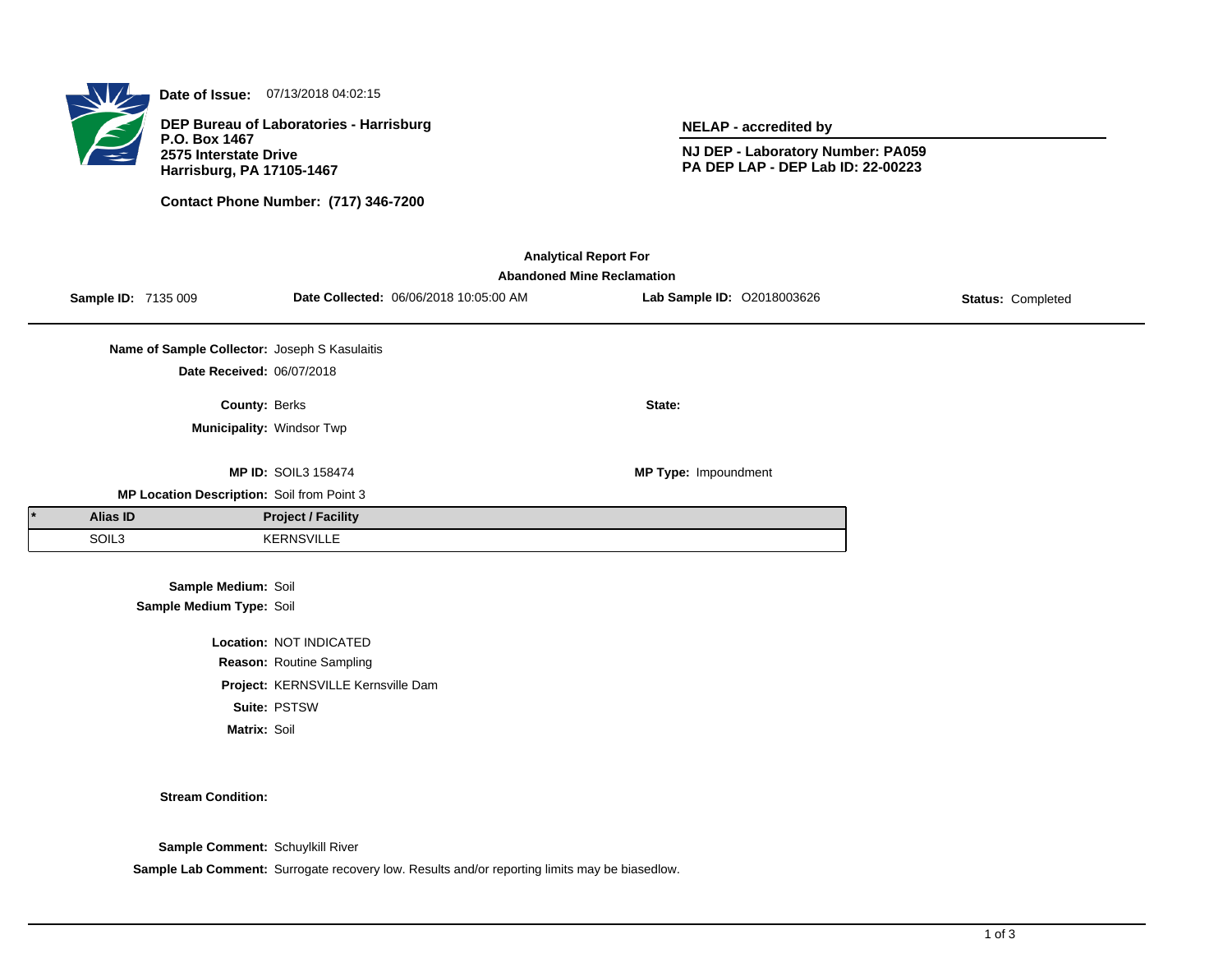**Date of Issue:** 07/13/2018 04:02:15

**DEP Bureau of Laboratories - Harrisburg**
**P.O. Box 1467**
**2575 Interstate Drive**
**Harrisburg, PA 17105-1467**

**Contact Phone Number: (717) 346-7200**

**NELAP - accredited by**

**NJ DEP - Laboratory Number: PA059**
**PA DEP LAP - DEP Lab ID: 22-00223**

## Analytical Report For
## Abandoned Mine Reclamation

**Sample ID:** 7135 009 **Date Collected:** 06/06/2018 10:05:00 AM **Lab Sample ID:** O2018003626 **Status:** Completed

**Name of Sample Collector:** Joseph S Kasulaitis

**Date Received:** 06/07/2018

**County:** Berks **State:**

**Municipality:** Windsor Twp

**MP ID:** SOIL3 158474 **MP Type:** Impoundment

**MP Location Description:** Soil from Point 3

| * | Alias ID | Project / Facility |
|---|---|---|
| | SOIL3 | KERNSVILLE |

**Sample Medium:** Soil
**Sample Medium Type:** Soil

**Location:** NOT INDICATED
**Reason:** Routine Sampling
**Project:** KERNSVILLE Kernsville Dam
**Suite:** PSTSW
**Matrix:** Soil

**Stream Condition:**

**Sample Comment:** Schuylkill River
**Sample Lab Comment:** Surrogate recovery low. Results and/or reporting limits may be biasedlow.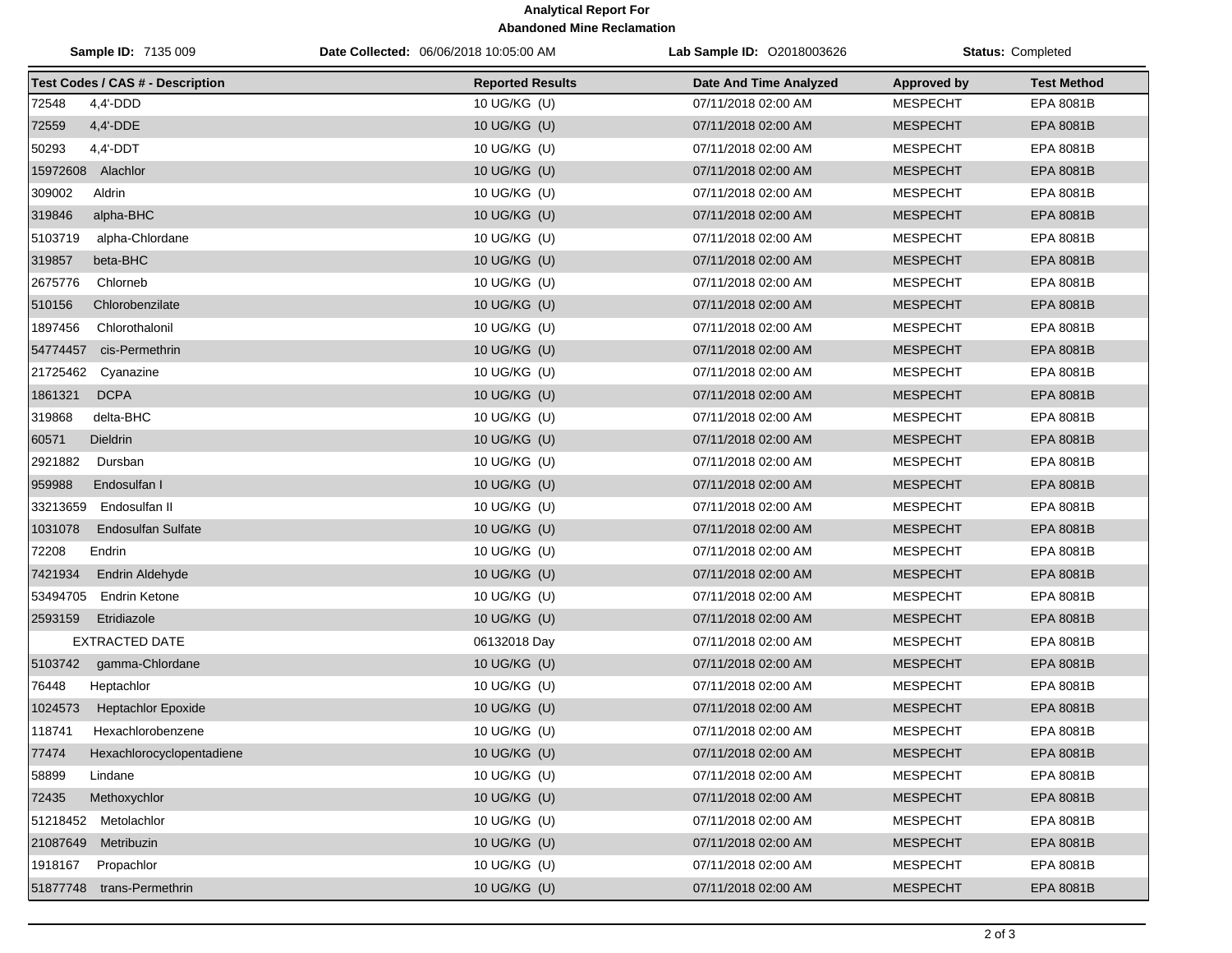**Analytical Report For**
**Abandoned Mine Reclamation**

**Sample ID:** 7135 009 | **Date Collected:** 06/06/2018 10:05:00 AM | **Lab Sample ID:** O2018003626 | **Status:** Completed

| Test Codes / CAS # - Description | Reported Results | Date And Time Analyzed | Approved by | Test Method |
|---|---|---|---|---|
| 72548 4,4'-DDD | 10 UG/KG (U) | 07/11/2018 02:00 AM | MESPECHT | EPA 8081B |
| 72559 4,4'-DDE | 10 UG/KG (U) | 07/11/2018 02:00 AM | MESPECHT | EPA 8081B |
| 50293 4,4'-DDT | 10 UG/KG (U) | 07/11/2018 02:00 AM | MESPECHT | EPA 8081B |
| 15972608 Alachlor | 10 UG/KG (U) | 07/11/2018 02:00 AM | MESPECHT | EPA 8081B |
| 309002 Aldrin | 10 UG/KG (U) | 07/11/2018 02:00 AM | MESPECHT | EPA 8081B |
| 319846 alpha-BHC | 10 UG/KG (U) | 07/11/2018 02:00 AM | MESPECHT | EPA 8081B |
| 5103719 alpha-Chlordane | 10 UG/KG (U) | 07/11/2018 02:00 AM | MESPECHT | EPA 8081B |
| 319857 beta-BHC | 10 UG/KG (U) | 07/11/2018 02:00 AM | MESPECHT | EPA 8081B |
| 2675776 Chlorneb | 10 UG/KG (U) | 07/11/2018 02:00 AM | MESPECHT | EPA 8081B |
| 510156 Chlorobenzilate | 10 UG/KG (U) | 07/11/2018 02:00 AM | MESPECHT | EPA 8081B |
| 1897456 Chlorothalonil | 10 UG/KG (U) | 07/11/2018 02:00 AM | MESPECHT | EPA 8081B |
| 54774457 cis-Permethrin | 10 UG/KG (U) | 07/11/2018 02:00 AM | MESPECHT | EPA 8081B |
| 21725462 Cyanazine | 10 UG/KG (U) | 07/11/2018 02:00 AM | MESPECHT | EPA 8081B |
| 1861321 DCPA | 10 UG/KG (U) | 07/11/2018 02:00 AM | MESPECHT | EPA 8081B |
| 319868 delta-BHC | 10 UG/KG (U) | 07/11/2018 02:00 AM | MESPECHT | EPA 8081B |
| 60571 Dieldrin | 10 UG/KG (U) | 07/11/2018 02:00 AM | MESPECHT | EPA 8081B |
| 2921882 Dursban | 10 UG/KG (U) | 07/11/2018 02:00 AM | MESPECHT | EPA 8081B |
| 959988 Endosulfan I | 10 UG/KG (U) | 07/11/2018 02:00 AM | MESPECHT | EPA 8081B |
| 33213659 Endosulfan II | 10 UG/KG (U) | 07/11/2018 02:00 AM | MESPECHT | EPA 8081B |
| 1031078 Endosulfan Sulfate | 10 UG/KG (U) | 07/11/2018 02:00 AM | MESPECHT | EPA 8081B |
| 72208 Endrin | 10 UG/KG (U) | 07/11/2018 02:00 AM | MESPECHT | EPA 8081B |
| 7421934 Endrin Aldehyde | 10 UG/KG (U) | 07/11/2018 02:00 AM | MESPECHT | EPA 8081B |
| 53494705 Endrin Ketone | 10 UG/KG (U) | 07/11/2018 02:00 AM | MESPECHT | EPA 8081B |
| 2593159 Etridiazole | 10 UG/KG (U) | 07/11/2018 02:00 AM | MESPECHT | EPA 8081B |
| EXTRACTED DATE | 06132018 Day | 07/11/2018 02:00 AM | MESPECHT | EPA 8081B |
| 5103742 gamma-Chlordane | 10 UG/KG (U) | 07/11/2018 02:00 AM | MESPECHT | EPA 8081B |
| 76448 Heptachlor | 10 UG/KG (U) | 07/11/2018 02:00 AM | MESPECHT | EPA 8081B |
| 1024573 Heptachlor Epoxide | 10 UG/KG (U) | 07/11/2018 02:00 AM | MESPECHT | EPA 8081B |
| 118741 Hexachlorobenzene | 10 UG/KG (U) | 07/11/2018 02:00 AM | MESPECHT | EPA 8081B |
| 77474 Hexachlorocyclopentadiene | 10 UG/KG (U) | 07/11/2018 02:00 AM | MESPECHT | EPA 8081B |
| 58899 Lindane | 10 UG/KG (U) | 07/11/2018 02:00 AM | MESPECHT | EPA 8081B |
| 72435 Methoxychlor | 10 UG/KG (U) | 07/11/2018 02:00 AM | MESPECHT | EPA 8081B |
| 51218452 Metolachlor | 10 UG/KG (U) | 07/11/2018 02:00 AM | MESPECHT | EPA 8081B |
| 21087649 Metribuzin | 10 UG/KG (U) | 07/11/2018 02:00 AM | MESPECHT | EPA 8081B |
| 1918167 Propachlor | 10 UG/KG (U) | 07/11/2018 02:00 AM | MESPECHT | EPA 8081B |
| 51877748 trans-Permethrin | 10 UG/KG (U) | 07/11/2018 02:00 AM | MESPECHT | EPA 8081B |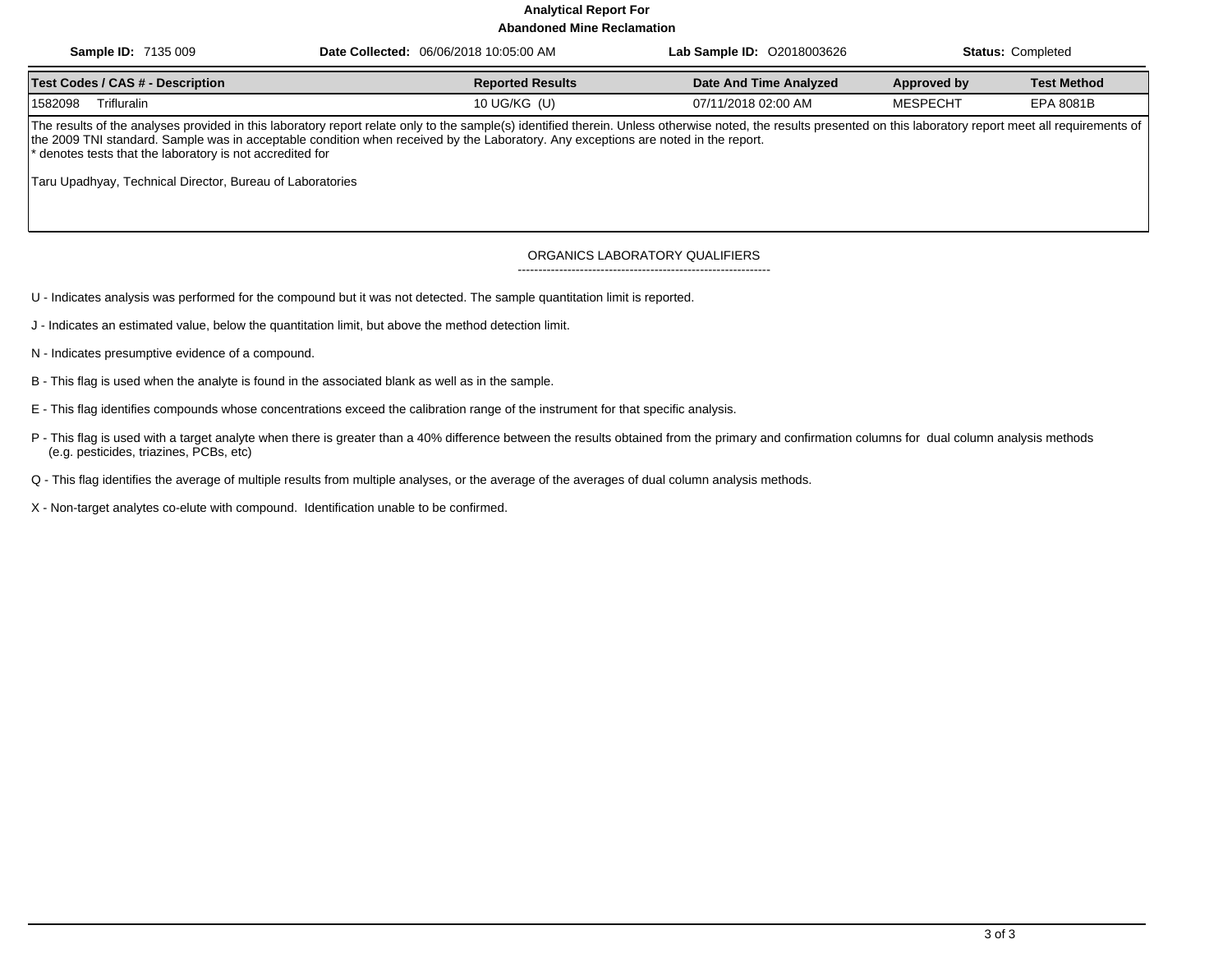**Analytical Report For**
**Abandoned Mine Reclamation**

| **Sample ID:** 7135 009 | **Date Collected:** 06/06/2018 10:05:00 AM | **Lab Sample ID:** O2018003626 | **Status:** Completed |
|---|---|---|---|

| Test Codes / CAS # - Description | Reported Results | Date And Time Analyzed | Approved by | Test Method |
|---|---|---|---|---|
| 1582098 Trifluralin | 10 UG/KG (U) | 07/11/2018 02:00 AM | MESPECHT | EPA 8081B |

The results of the analyses provided in this laboratory report relate only to the sample(s) identified therein. Unless otherwise noted, the results presented on this laboratory report meet all requirements of the 2009 TNI standard. Sample was in acceptable condition when received by the Laboratory. Any exceptions are noted in the report.
* denotes tests that the laboratory is not accredited for

Taru Upadhyay, Technical Director, Bureau of Laboratories

ORGANICS LABORATORY QUALIFIERS

U - Indicates analysis was performed for the compound but it was not detected. The sample quantitation limit is reported.

J - Indicates an estimated value, below the quantitation limit, but above the method detection limit.

N - Indicates presumptive evidence of a compound.

B - This flag is used when the analyte is found in the associated blank as well as in the sample.

E - This flag identifies compounds whose concentrations exceed the calibration range of the instrument for that specific analysis.

P - This flag is used with a target analyte when there is greater than a 40% difference between the results obtained from the primary and confirmation columns for dual column analysis methods (e.g. pesticides, triazines, PCBs, etc)

Q - This flag identifies the average of multiple results from multiple analyses, or the average of the averages of dual column analysis methods.

X - Non-target analytes co-elute with compound. Identification unable to be confirmed.